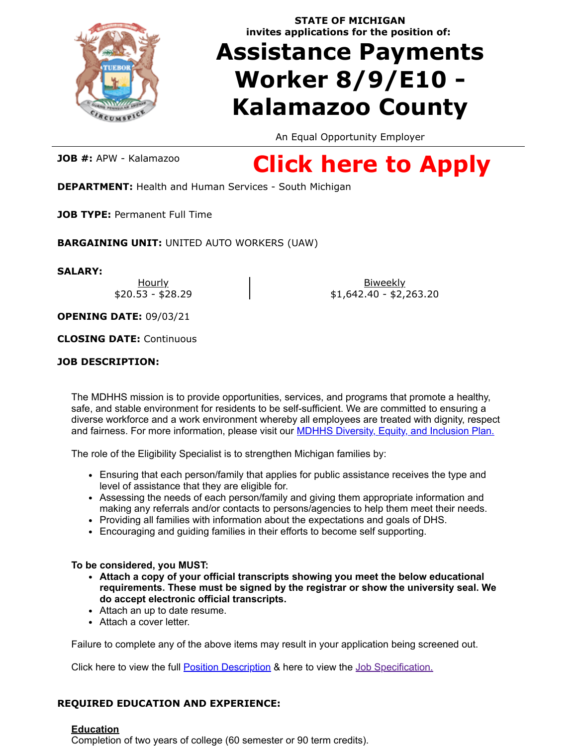**STATE OF MICHIGAN**
**invites applications for the position of:**

# Assistance Payments Worker 8/9/E10 - Kalamazoo County

An Equal Opportunity Employer

**JOB #:** APW - Kalamazoo

**Click here to Apply**

**DEPARTMENT:** Health and Human Services - South Michigan

**JOB TYPE:** Permanent Full Time

**BARGAINING UNIT:** UNITED AUTO WORKERS (UAW)

**SALARY:**

| Hourly | Biweekly |
|---|---|
| $20.53 - $28.29 | $1,642.40 - $2,263.20 |

**OPENING DATE:** 09/03/21

**CLOSING DATE:** Continuous

**JOB DESCRIPTION:**

The MDHHS mission is to provide opportunities, services, and programs that promote a healthy, safe, and stable environment for residents to be self-sufficient. We are committed to ensuring a diverse workforce and a work environment whereby all employees are treated with dignity, respect and fairness. For more information, please visit our MDHHS Diversity, Equity, and Inclusion Plan.

The role of the Eligibility Specialist is to strengthen Michigan families by:

- Ensuring that each person/family that applies for public assistance receives the type and level of assistance that they are eligible for.
- Assessing the needs of each person/family and giving them appropriate information and making any referrals and/or contacts to persons/agencies to help them meet their needs.
- Providing all families with information about the expectations and goals of DHS.
- Encouraging and guiding families in their efforts to become self supporting.

**To be considered, you MUST:**

- **Attach a copy of your official transcripts showing you meet the below educational requirements. These must be signed by the registrar or show the university seal. We do accept electronic official transcripts.**
- Attach an up to date resume.
- Attach a cover letter.

Failure to complete any of the above items may result in your application being screened out.

Click here to view the full Position Description & here to view the Job Specification.

**REQUIRED EDUCATION AND EXPERIENCE:**

**Education**
Completion of two years of college (60 semester or 90 term credits).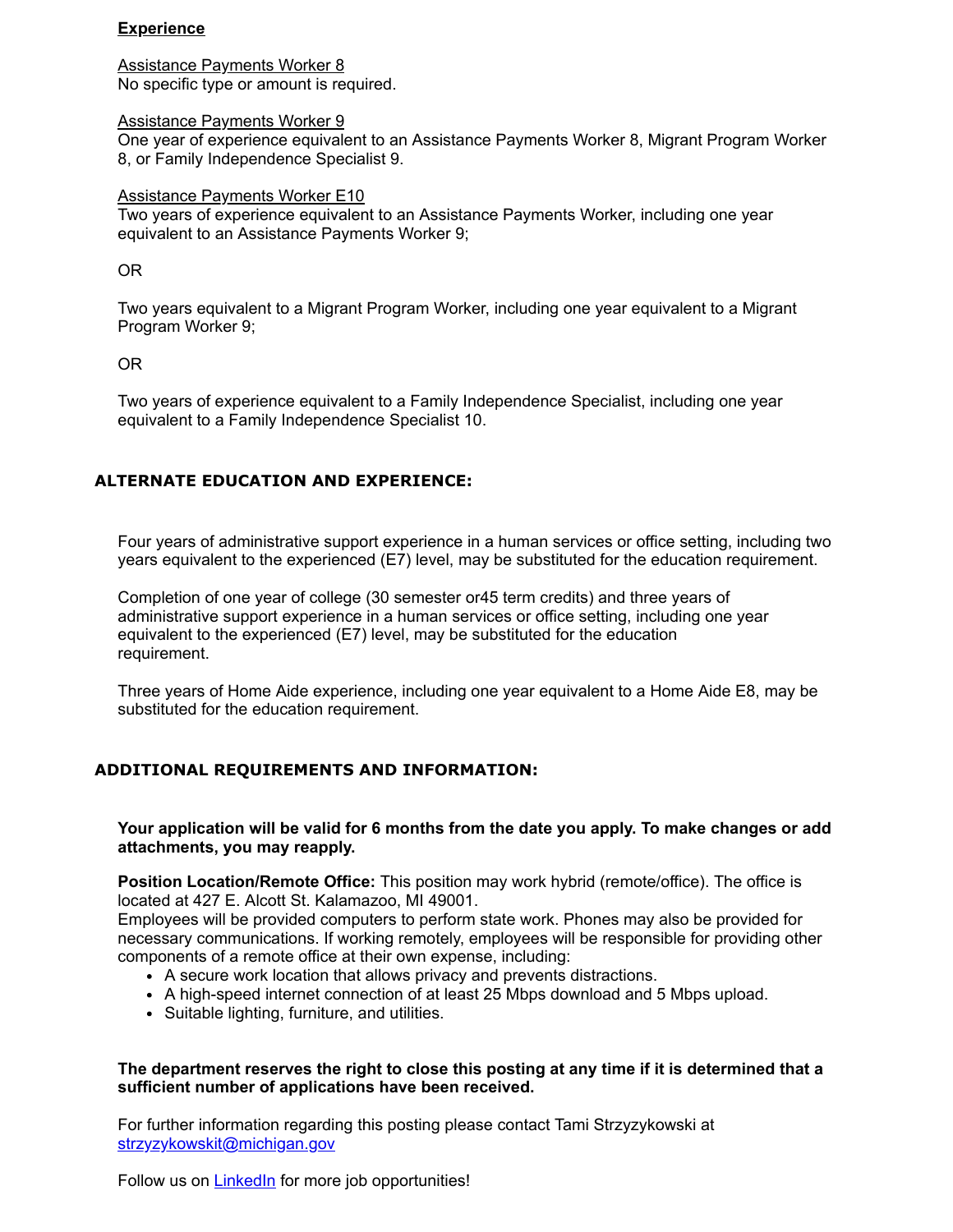**Experience**

Assistance Payments Worker 8
No specific type or amount is required.

Assistance Payments Worker 9
One year of experience equivalent to an Assistance Payments Worker 8, Migrant Program Worker 8, or Family Independence Specialist 9.

Assistance Payments Worker E10
Two years of experience equivalent to an Assistance Payments Worker, including one year equivalent to an Assistance Payments Worker 9;

OR

Two years equivalent to a Migrant Program Worker, including one year equivalent to a Migrant Program Worker 9;

OR

Two years of experience equivalent to a Family Independence Specialist, including one year equivalent to a Family Independence Specialist 10.

## ALTERNATE EDUCATION AND EXPERIENCE:

Four years of administrative support experience in a human services or office setting, including two years equivalent to the experienced (E7) level, may be substituted for the education requirement.

Completion of one year of college (30 semester or45 term credits) and three years of administrative support experience in a human services or office setting, including one year equivalent to the experienced (E7) level, may be substituted for the education requirement.

Three years of Home Aide experience, including one year equivalent to a Home Aide E8, may be substituted for the education requirement.

## ADDITIONAL REQUIREMENTS AND INFORMATION:

**Your application will be valid for 6 months from the date you apply. To make changes or add attachments, you may reapply.**

**Position Location/Remote Office:** This position may work hybrid (remote/office). The office is located at 427 E. Alcott St. Kalamazoo, MI 49001.
Employees will be provided computers to perform state work. Phones may also be provided for necessary communications. If working remotely, employees will be responsible for providing other components of a remote office at their own expense, including:

- A secure work location that allows privacy and prevents distractions.
- A high-speed internet connection of at least 25 Mbps download and 5 Mbps upload.
- Suitable lighting, furniture, and utilities.

**The department reserves the right to close this posting at any time if it is determined that a sufficient number of applications have been received.**

For further information regarding this posting please contact Tami Strzyzykowski at strzyzykowskit@michigan.gov

Follow us on LinkedIn for more job opportunities!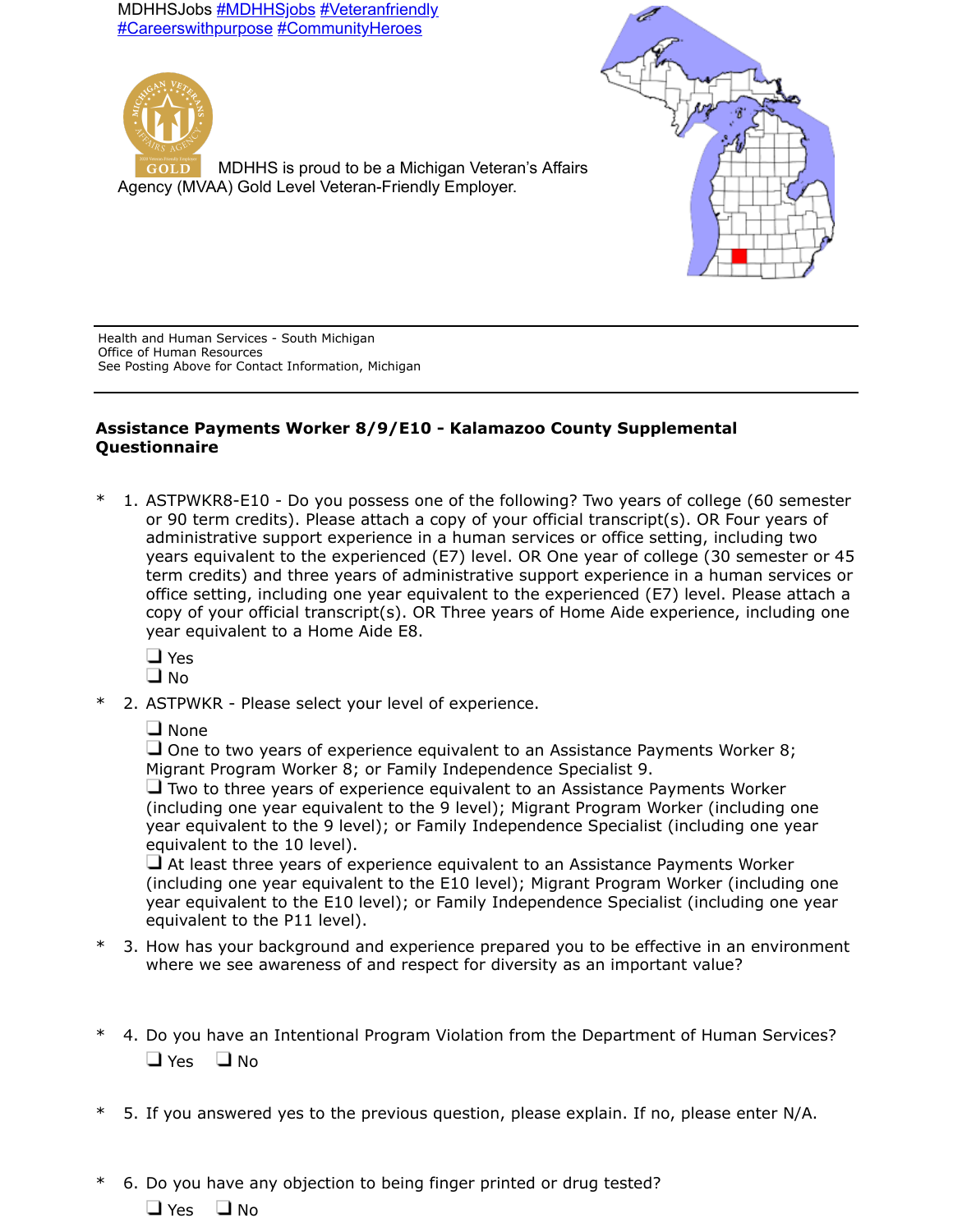MDHHSJobs #MDHHSjobs #Veteranfriendly #Careerswithpurpose #CommunityHeroes

MDHHS is proud to be a Michigan Veteran's Affairs Agency (MVAA) Gold Level Veteran-Friendly Employer.

---

Health and Human Services - South Michigan
Office of Human Resources
See Posting Above for Contact Information, Michigan

---

**Assistance Payments Worker 8/9/E10 - Kalamazoo County Supplemental Questionnaire**

\* 1. ASTPWKR8-E10 - Do you possess one of the following? Two years of college (60 semester or 90 term credits). Please attach a copy of your official transcript(s). OR Four years of administrative support experience in a human services or office setting, including two years equivalent to the experienced (E7) level. OR One year of college (30 semester or 45 term credits) and three years of administrative support experience in a human services or office setting, including one year equivalent to the experienced (E7) level. Please attach a copy of your official transcript(s). OR Three years of Home Aide experience, including one year equivalent to a Home Aide E8.

- ❑ Yes
- ❑ No

\* 2. ASTPWKR - Please select your level of experience.

- ❑ None
- ❑ One to two years of experience equivalent to an Assistance Payments Worker 8; Migrant Program Worker 8; or Family Independence Specialist 9.
- ❑ Two to three years of experience equivalent to an Assistance Payments Worker (including one year equivalent to the 9 level); Migrant Program Worker (including one year equivalent to the 9 level); or Family Independence Specialist (including one year equivalent to the 10 level).
- ❑ At least three years of experience equivalent to an Assistance Payments Worker (including one year equivalent to the E10 level); Migrant Program Worker (including one year equivalent to the E10 level); or Family Independence Specialist (including one year equivalent to the P11 level).

\* 3. How has your background and experience prepared you to be effective in an environment where we see awareness of and respect for diversity as an important value?

\* 4. Do you have an Intentional Program Violation from the Department of Human Services?

❑ Yes ❑ No

\* 5. If you answered yes to the previous question, please explain. If no, please enter N/A.

\* 6. Do you have any objection to being finger printed or drug tested?

❑ Yes ❑ No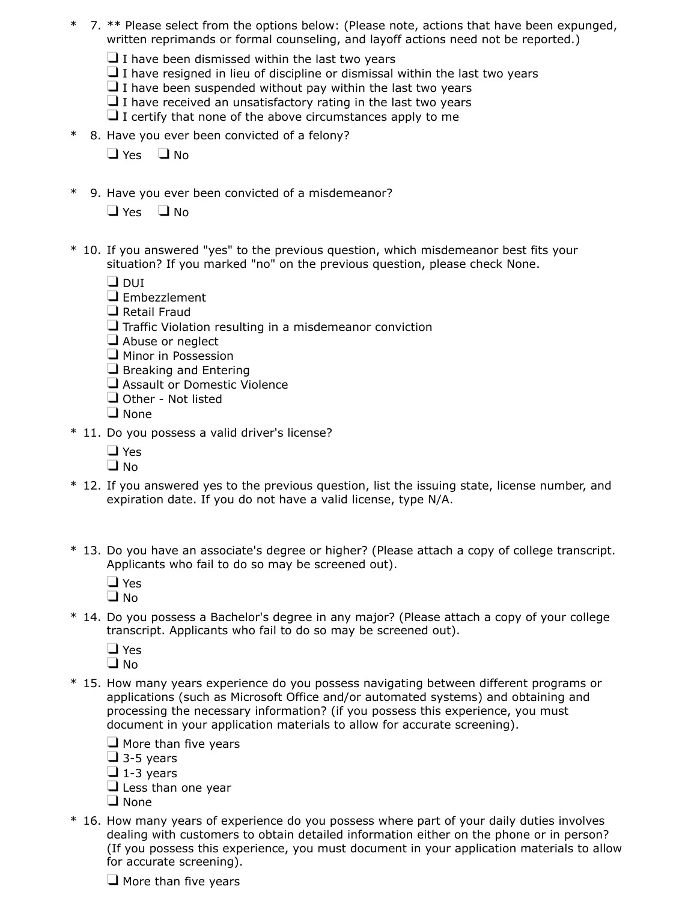\* 7. ** Please select from the options below: (Please note, actions that have been expunged, written reprimands or formal counseling, and layoff actions need not be reported.)

- ❑ I have been dismissed within the last two years
- ❑ I have resigned in lieu of discipline or dismissal within the last two years
- ❑ I have been suspended without pay within the last two years
- ❑ I have received an unsatisfactory rating in the last two years
- ❑ I certify that none of the above circumstances apply to me

\* 8. Have you ever been convicted of a felony?

❑ Yes ❑ No

\* 9. Have you ever been convicted of a misdemeanor?

❑ Yes ❑ No

\* 10. If you answered "yes" to the previous question, which misdemeanor best fits your situation? If you marked "no" on the previous question, please check None.

- ❑ DUI
- ❑ Embezzlement
- ❑ Retail Fraud
- ❑ Traffic Violation resulting in a misdemeanor conviction
- ❑ Abuse or neglect
- ❑ Minor in Possession
- ❑ Breaking and Entering
- ❑ Assault or Domestic Violence
- ❑ Other - Not listed
- ❑ None

\* 11. Do you possess a valid driver's license?

- ❑ Yes
- ❑ No

\* 12. If you answered yes to the previous question, list the issuing state, license number, and expiration date. If you do not have a valid license, type N/A.

\* 13. Do you have an associate's degree or higher? (Please attach a copy of college transcript. Applicants who fail to do so may be screened out).

- ❑ Yes
- ❑ No

\* 14. Do you possess a Bachelor's degree in any major? (Please attach a copy of your college transcript. Applicants who fail to do so may be screened out).

- ❑ Yes
- ❑ No

\* 15. How many years experience do you possess navigating between different programs or applications (such as Microsoft Office and/or automated systems) and obtaining and processing the necessary information? (if you possess this experience, you must document in your application materials to allow for accurate screening).

- ❑ More than five years
- ❑ 3-5 years
- ❑ 1-3 years
- ❑ Less than one year
- ❑ None

\* 16. How many years of experience do you possess where part of your daily duties involves dealing with customers to obtain detailed information either on the phone or in person? (If you possess this experience, you must document in your application materials to allow for accurate screening).

- ❑ More than five years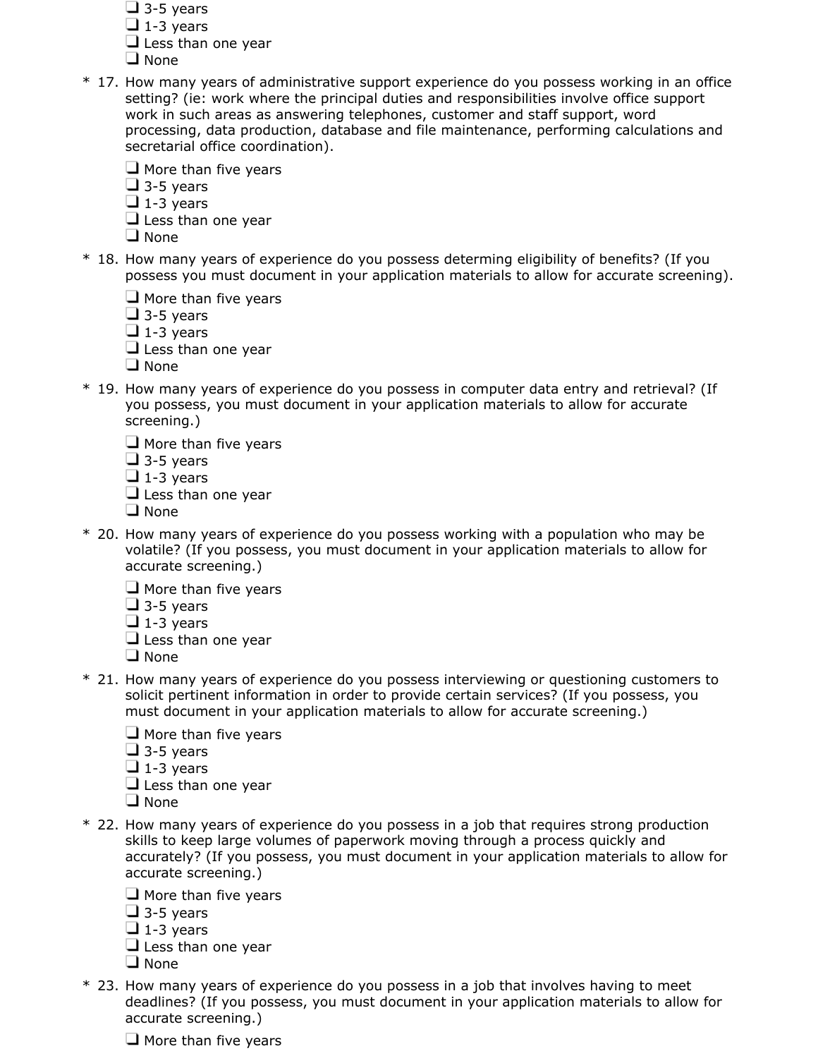- ❑ 3-5 years
- ❑ 1-3 years
- ❑ Less than one year
- ❑ None

\* 17. How many years of administrative support experience do you possess working in an office setting? (ie: work where the principal duties and responsibilities involve office support work in such areas as answering telephones, customer and staff support, word processing, data production, database and file maintenance, performing calculations and secretarial office coordination).

- ❑ More than five years
- ❑ 3-5 years
- ❑ 1-3 years
- ❑ Less than one year
- ❑ None

\* 18. How many years of experience do you possess determing eligibility of benefits? (If you possess you must document in your application materials to allow for accurate screening).

- ❑ More than five years
- ❑ 3-5 years
- ❑ 1-3 years
- ❑ Less than one year
- ❑ None

\* 19. How many years of experience do you possess in computer data entry and retrieval? (If you possess, you must document in your application materials to allow for accurate screening.)

- ❑ More than five years
- ❑ 3-5 years
- ❑ 1-3 years
- ❑ Less than one year
- ❑ None

\* 20. How many years of experience do you possess working with a population who may be volatile? (If you possess, you must document in your application materials to allow for accurate screening.)

- ❑ More than five years
- ❑ 3-5 years
- ❑ 1-3 years
- ❑ Less than one year
- ❑ None

\* 21. How many years of experience do you possess interviewing or questioning customers to solicit pertinent information in order to provide certain services? (If you possess, you must document in your application materials to allow for accurate screening.)

- ❑ More than five years
- ❑ 3-5 years
- ❑ 1-3 years
- ❑ Less than one year
- ❑ None

\* 22. How many years of experience do you possess in a job that requires strong production skills to keep large volumes of paperwork moving through a process quickly and accurately? (If you possess, you must document in your application materials to allow for accurate screening.)

- ❑ More than five years
- ❑ 3-5 years
- ❑ 1-3 years
- ❑ Less than one year
- ❑ None

\* 23. How many years of experience do you possess in a job that involves having to meet deadlines? (If you possess, you must document in your application materials to allow for accurate screening.)

- ❑ More than five years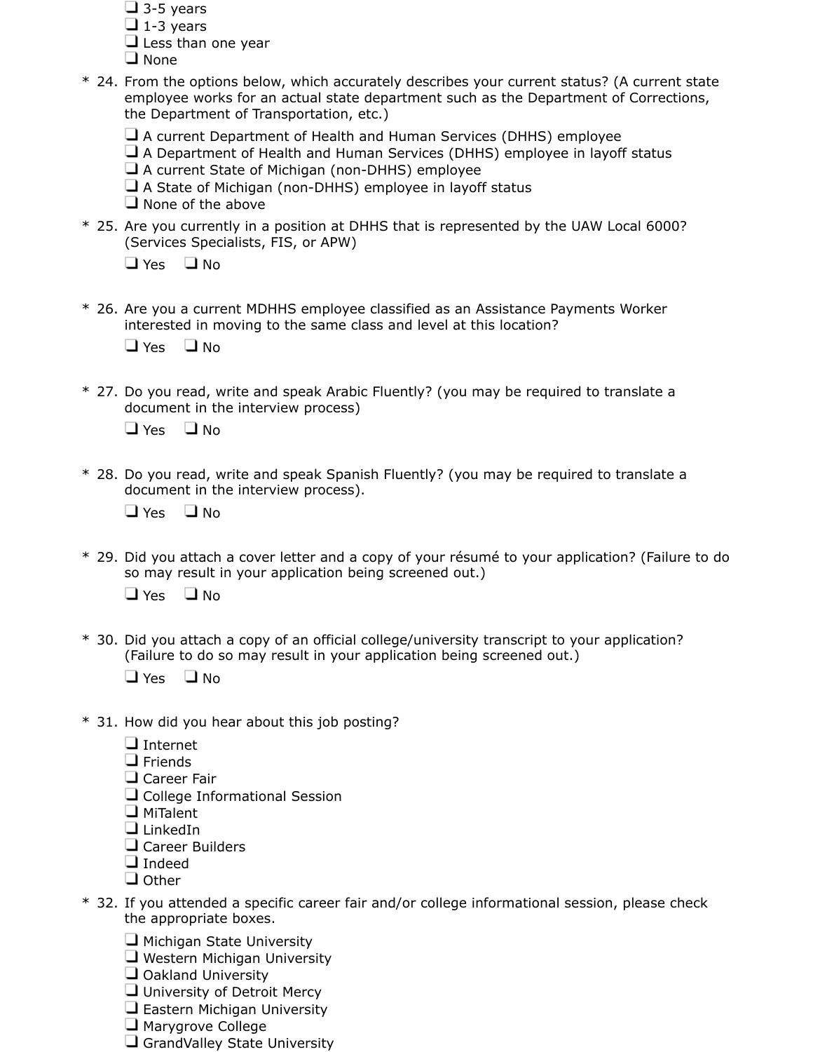- ❑ 3-5 years
- ❑ 1-3 years
- ❑ Less than one year
- ❑ None

\* 24. From the options below, which accurately describes your current status? (A current state employee works for an actual state department such as the Department of Corrections, the Department of Transportation, etc.)

- ❑ A current Department of Health and Human Services (DHHS) employee
- ❑ A Department of Health and Human Services (DHHS) employee in layoff status
- ❑ A current State of Michigan (non-DHHS) employee
- ❑ A State of Michigan (non-DHHS) employee in layoff status
- ❑ None of the above

\* 25. Are you currently in a position at DHHS that is represented by the UAW Local 6000? (Services Specialists, FIS, or APW)

❑ Yes ❑ No

\* 26. Are you a current MDHHS employee classified as an Assistance Payments Worker interested in moving to the same class and level at this location?

❑ Yes ❑ No

\* 27. Do you read, write and speak Arabic Fluently? (you may be required to translate a document in the interview process)

❑ Yes ❑ No

\* 28. Do you read, write and speak Spanish Fluently? (you may be required to translate a document in the interview process).

❑ Yes ❑ No

\* 29. Did you attach a cover letter and a copy of your résumé to your application? (Failure to do so may result in your application being screened out.)

❑ Yes ❑ No

\* 30. Did you attach a copy of an official college/university transcript to your application? (Failure to do so may result in your application being screened out.)

❑ Yes ❑ No

\* 31. How did you hear about this job posting?

- ❑ Internet
- ❑ Friends
- ❑ Career Fair
- ❑ College Informational Session
- ❑ MiTalent
- ❑ LinkedIn
- ❑ Career Builders
- ❑ Indeed
- ❑ Other

\* 32. If you attended a specific career fair and/or college informational session, please check the appropriate boxes.

- ❑ Michigan State University
- ❑ Western Michigan University
- ❑ Oakland University
- ❑ University of Detroit Mercy
- ❑ Eastern Michigan University
- ❑ Marygrove College
- ❑ GrandValley State University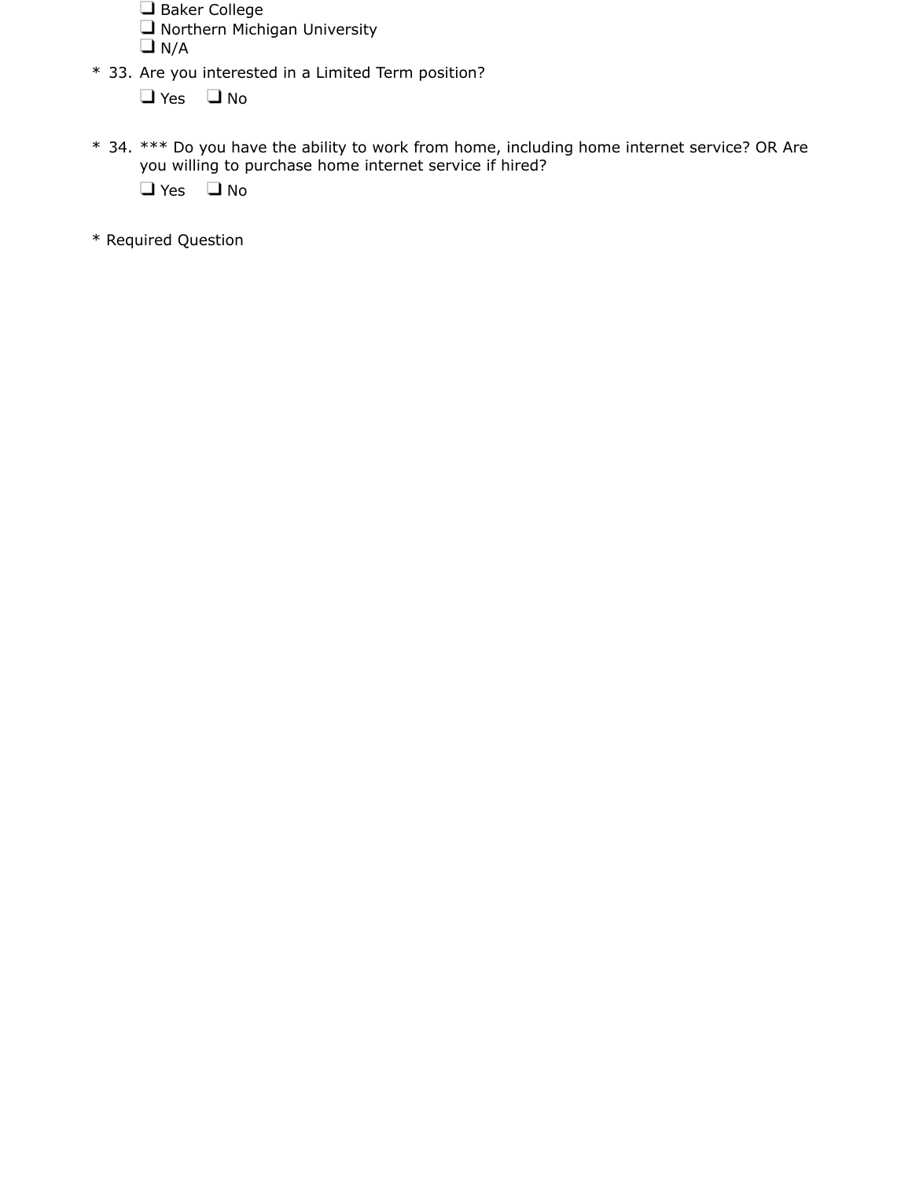❑ Baker College
❑ Northern Michigan University
❑ N/A

* 33. Are you interested in a Limited Term position?

  ❑ Yes ❑ No

* 34. *** Do you have the ability to work from home, including home internet service? OR Are you willing to purchase home internet service if hired?

  ❑ Yes ❑ No

* Required Question